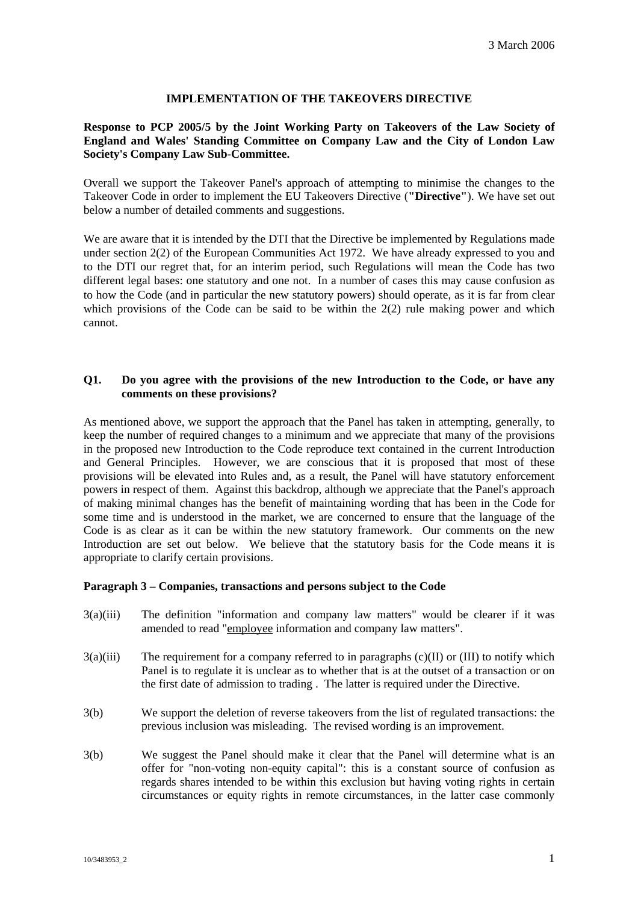3 March 2006

**IMPLEMENTATION OF THE TAKEOVERS DIRECTIVE**

**Response to PCP 2005/5 by the Joint Working Party on Takeovers of the Law Society of England and Wales' Standing Committee on Company Law and the City of London Law Society's Company Law Sub-Committee.**

Overall we support the Takeover Panel's approach of attempting to minimise the changes to the Takeover Code in order to implement the EU Takeovers Directive (**"Directive"**). We have set out below a number of detailed comments and suggestions.

We are aware that it is intended by the DTI that the Directive be implemented by Regulations made under section 2(2) of the European Communities Act 1972. We have already expressed to you and to the DTI our regret that, for an interim period, such Regulations will mean the Code has two different legal bases: one statutory and one not. In a number of cases this may cause confusion as to how the Code (and in particular the new statutory powers) should operate, as it is far from clear which provisions of the Code can be said to be within the 2(2) rule making power and which cannot.

**Q1. Do you agree with the provisions of the new Introduction to the Code, or have any comments on these provisions?**

As mentioned above, we support the approach that the Panel has taken in attempting, generally, to keep the number of required changes to a minimum and we appreciate that many of the provisions in the proposed new Introduction to the Code reproduce text contained in the current Introduction and General Principles. However, we are conscious that it is proposed that most of these provisions will be elevated into Rules and, as a result, the Panel will have statutory enforcement powers in respect of them. Against this backdrop, although we appreciate that the Panel's approach of making minimal changes has the benefit of maintaining wording that has been in the Code for some time and is understood in the market, we are concerned to ensure that the language of the Code is as clear as it can be within the new statutory framework. Our comments on the new Introduction are set out below. We believe that the statutory basis for the Code means it is appropriate to clarify certain provisions.

**Paragraph 3 – Companies, transactions and persons subject to the Code**

3(a)(iii) The definition "information and company law matters" would be clearer if it was amended to read "employee information and company law matters".

3(a)(iii) The requirement for a company referred to in paragraphs (c)(II) or (III) to notify which Panel is to regulate it is unclear as to whether that is at the outset of a transaction or on the first date of admission to trading . The latter is required under the Directive.

3(b) We support the deletion of reverse takeovers from the list of regulated transactions: the previous inclusion was misleading. The revised wording is an improvement.

3(b) We suggest the Panel should make it clear that the Panel will determine what is an offer for "non-voting non-equity capital": this is a constant source of confusion as regards shares intended to be within this exclusion but having voting rights in certain circumstances or equity rights in remote circumstances, in the latter case commonly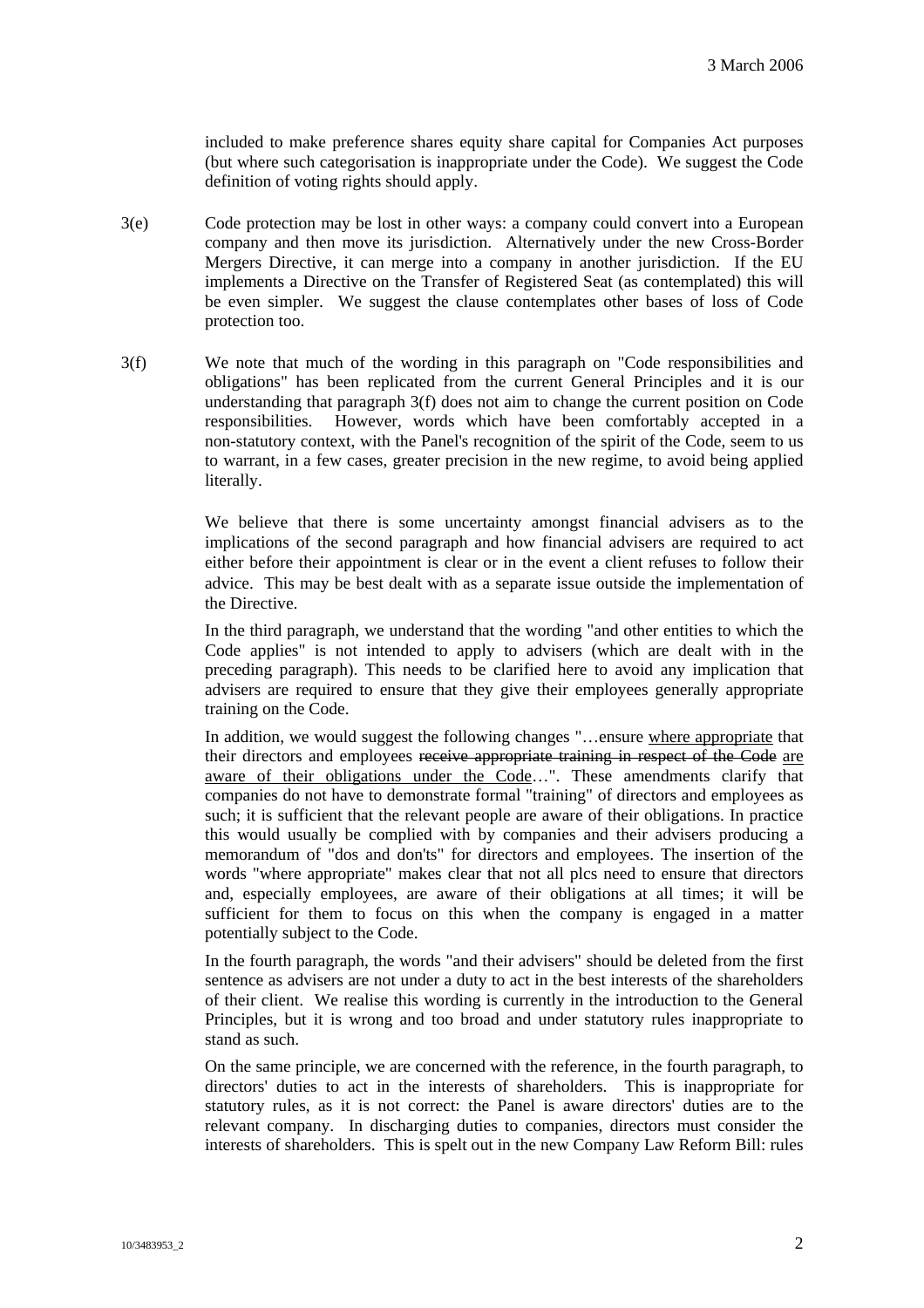included to make preference shares equity share capital for Companies Act purposes (but where such categorisation is inappropriate under the Code). We suggest the Code definition of voting rights should apply.

3(e) Code protection may be lost in other ways: a company could convert into a European company and then move its jurisdiction. Alternatively under the new Cross-Border Mergers Directive, it can merge into a company in another jurisdiction. If the EU implements a Directive on the Transfer of Registered Seat (as contemplated) this will be even simpler. We suggest the clause contemplates other bases of loss of Code protection too.

3(f) We note that much of the wording in this paragraph on "Code responsibilities and obligations" has been replicated from the current General Principles and it is our understanding that paragraph 3(f) does not aim to change the current position on Code responsibilities. However, words which have been comfortably accepted in a non-statutory context, with the Panel's recognition of the spirit of the Code, seem to us to warrant, in a few cases, greater precision in the new regime, to avoid being applied literally.

We believe that there is some uncertainty amongst financial advisers as to the implications of the second paragraph and how financial advisers are required to act either before their appointment is clear or in the event a client refuses to follow their advice. This may be best dealt with as a separate issue outside the implementation of the Directive.

In the third paragraph, we understand that the wording "and other entities to which the Code applies" is not intended to apply to advisers (which are dealt with in the preceding paragraph). This needs to be clarified here to avoid any implication that advisers are required to ensure that they give their employees generally appropriate training on the Code.

In addition, we would suggest the following changes "…ensure <u>where appropriate</u> that their directors and employees ~~receive appropriate training in respect of the Code~~ <u>are aware of their obligations under the Code</u>…". These amendments clarify that companies do not have to demonstrate formal "training" of directors and employees as such; it is sufficient that the relevant people are aware of their obligations. In practice this would usually be complied with by companies and their advisers producing a memorandum of "dos and don'ts" for directors and employees. The insertion of the words "where appropriate" makes clear that not all plcs need to ensure that directors and, especially employees, are aware of their obligations at all times; it will be sufficient for them to focus on this when the company is engaged in a matter potentially subject to the Code.

In the fourth paragraph, the words "and their advisers" should be deleted from the first sentence as advisers are not under a duty to act in the best interests of the shareholders of their client. We realise this wording is currently in the introduction to the General Principles, but it is wrong and too broad and under statutory rules inappropriate to stand as such.

On the same principle, we are concerned with the reference, in the fourth paragraph, to directors' duties to act in the interests of shareholders. This is inappropriate for statutory rules, as it is not correct: the Panel is aware directors' duties are to the relevant company. In discharging duties to companies, directors must consider the interests of shareholders. This is spelt out in the new Company Law Reform Bill: rules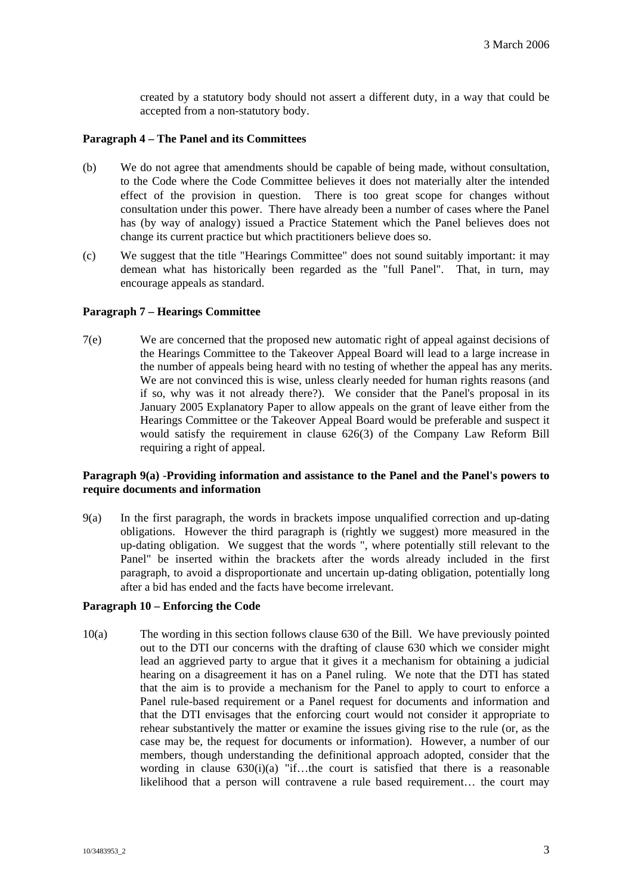created by a statutory body should not assert a different duty, in a way that could be accepted from a non-statutory body.

**Paragraph 4 – The Panel and its Committees**

(b) We do not agree that amendments should be capable of being made, without consultation, to the Code where the Code Committee believes it does not materially alter the intended effect of the provision in question. There is too great scope for changes without consultation under this power. There have already been a number of cases where the Panel has (by way of analogy) issued a Practice Statement which the Panel believes does not change its current practice but which practitioners believe does so.

(c) We suggest that the title "Hearings Committee" does not sound suitably important: it may demean what has historically been regarded as the "full Panel". That, in turn, may encourage appeals as standard.

**Paragraph 7 – Hearings Committee**

7(e) We are concerned that the proposed new automatic right of appeal against decisions of the Hearings Committee to the Takeover Appeal Board will lead to a large increase in the number of appeals being heard with no testing of whether the appeal has any merits. We are not convinced this is wise, unless clearly needed for human rights reasons (and if so, why was it not already there?). We consider that the Panel's proposal in its January 2005 Explanatory Paper to allow appeals on the grant of leave either from the Hearings Committee or the Takeover Appeal Board would be preferable and suspect it would satisfy the requirement in clause 626(3) of the Company Law Reform Bill requiring a right of appeal.

**Paragraph 9(a) -Providing information and assistance to the Panel and the Panel's powers to require documents and information**

9(a) In the first paragraph, the words in brackets impose unqualified correction and up-dating obligations. However the third paragraph is (rightly we suggest) more measured in the up-dating obligation. We suggest that the words ", where potentially still relevant to the Panel" be inserted within the brackets after the words already included in the first paragraph, to avoid a disproportionate and uncertain up-dating obligation, potentially long after a bid has ended and the facts have become irrelevant.

**Paragraph 10 – Enforcing the Code**

10(a) The wording in this section follows clause 630 of the Bill. We have previously pointed out to the DTI our concerns with the drafting of clause 630 which we consider might lead an aggrieved party to argue that it gives it a mechanism for obtaining a judicial hearing on a disagreement it has on a Panel ruling. We note that the DTI has stated that the aim is to provide a mechanism for the Panel to apply to court to enforce a Panel rule-based requirement or a Panel request for documents and information and that the DTI envisages that the enforcing court would not consider it appropriate to rehear substantively the matter or examine the issues giving rise to the rule (or, as the case may be, the request for documents or information). However, a number of our members, though understanding the definitional approach adopted, consider that the wording in clause 630(i)(a) "if…the court is satisfied that there is a reasonable likelihood that a person will contravene a rule based requirement… the court may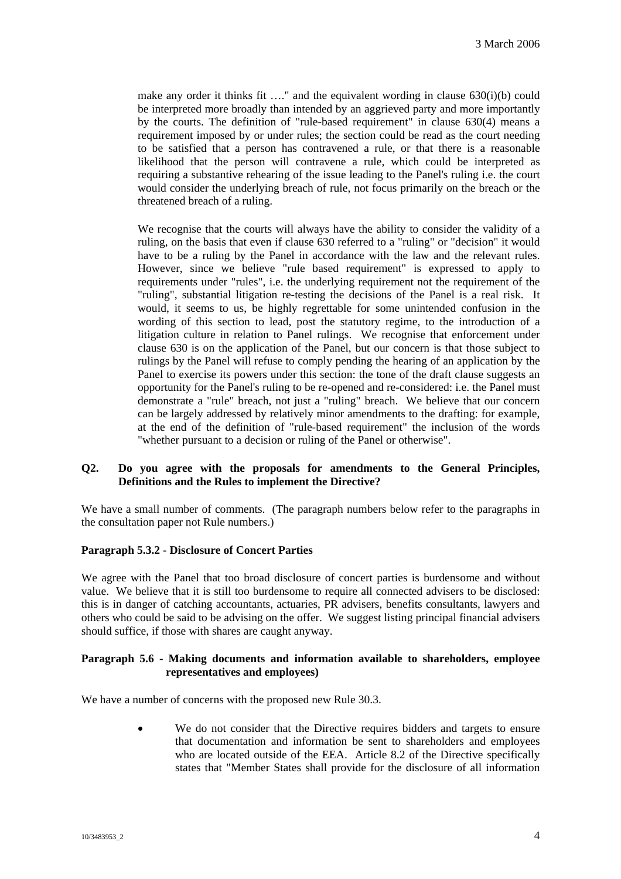make any order it thinks fit …." and the equivalent wording in clause 630(i)(b) could be interpreted more broadly than intended by an aggrieved party and more importantly by the courts. The definition of "rule-based requirement" in clause 630(4) means a requirement imposed by or under rules; the section could be read as the court needing to be satisfied that a person has contravened a rule, or that there is a reasonable likelihood that the person will contravene a rule, which could be interpreted as requiring a substantive rehearing of the issue leading to the Panel's ruling i.e. the court would consider the underlying breach of rule, not focus primarily on the breach or the threatened breach of a ruling.

We recognise that the courts will always have the ability to consider the validity of a ruling, on the basis that even if clause 630 referred to a "ruling" or "decision" it would have to be a ruling by the Panel in accordance with the law and the relevant rules. However, since we believe "rule based requirement" is expressed to apply to requirements under "rules", i.e. the underlying requirement not the requirement of the "ruling", substantial litigation re-testing the decisions of the Panel is a real risk. It would, it seems to us, be highly regrettable for some unintended confusion in the wording of this section to lead, post the statutory regime, to the introduction of a litigation culture in relation to Panel rulings. We recognise that enforcement under clause 630 is on the application of the Panel, but our concern is that those subject to rulings by the Panel will refuse to comply pending the hearing of an application by the Panel to exercise its powers under this section: the tone of the draft clause suggests an opportunity for the Panel's ruling to be re-opened and re-considered: i.e. the Panel must demonstrate a "rule" breach, not just a "ruling" breach. We believe that our concern can be largely addressed by relatively minor amendments to the drafting: for example, at the end of the definition of "rule-based requirement" the inclusion of the words "whether pursuant to a decision or ruling of the Panel or otherwise".

**Q2. Do you agree with the proposals for amendments to the General Principles, Definitions and the Rules to implement the Directive?**

We have a small number of comments. (The paragraph numbers below refer to the paragraphs in the consultation paper not Rule numbers.)

**Paragraph 5.3.2 - Disclosure of Concert Parties**

We agree with the Panel that too broad disclosure of concert parties is burdensome and without value. We believe that it is still too burdensome to require all connected advisers to be disclosed: this is in danger of catching accountants, actuaries, PR advisers, benefits consultants, lawyers and others who could be said to be advising on the offer. We suggest listing principal financial advisers should suffice, if those with shares are caught anyway.

**Paragraph 5.6 - Making documents and information available to shareholders, employee representatives and employees)**

We have a number of concerns with the proposed new Rule 30.3.

- We do not consider that the Directive requires bidders and targets to ensure that documentation and information be sent to shareholders and employees who are located outside of the EEA. Article 8.2 of the Directive specifically states that "Member States shall provide for the disclosure of all information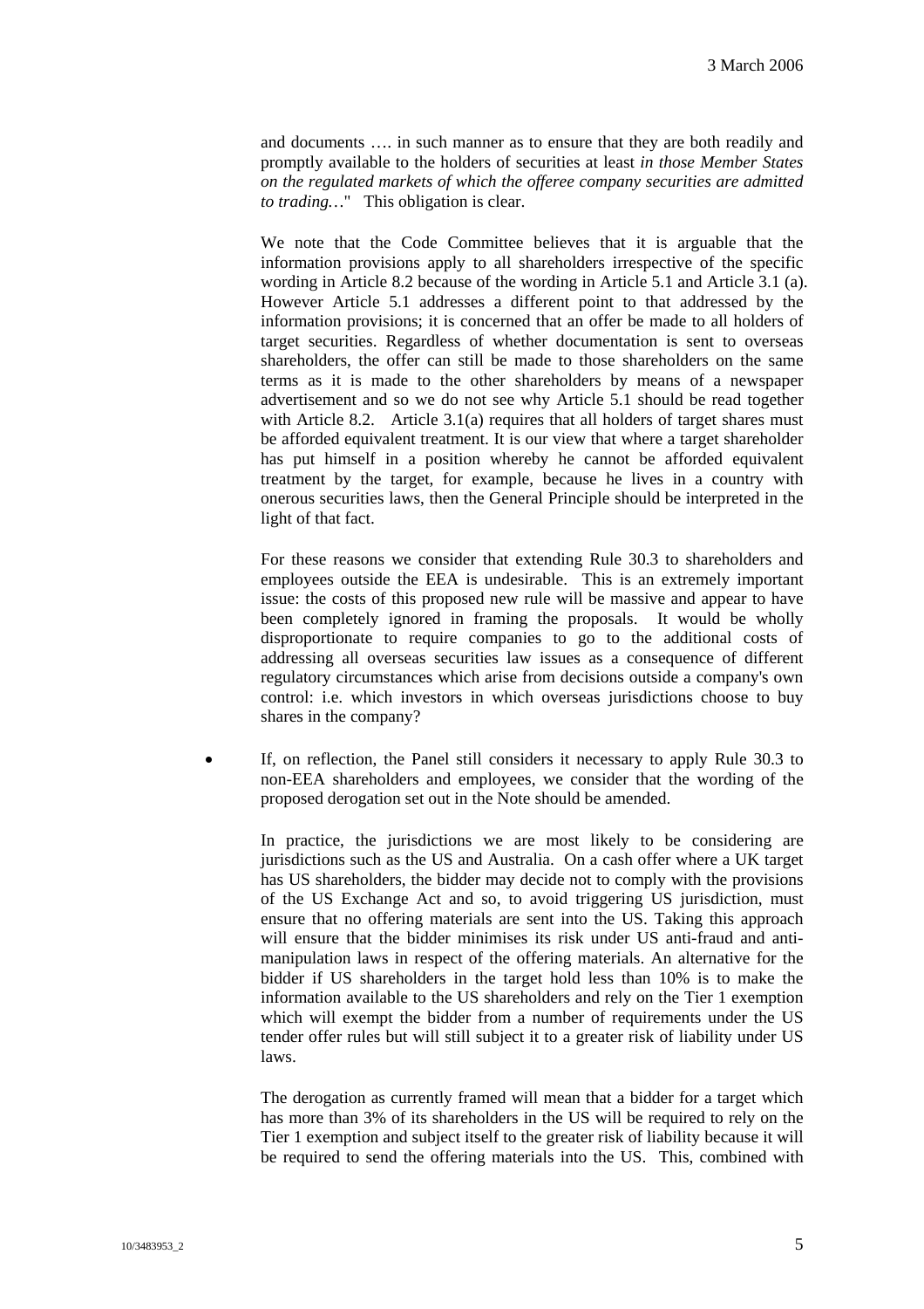and documents …. in such manner as to ensure that they are both readily and promptly available to the holders of securities at least *in those Member States on the regulated markets of which the offeree company securities are admitted to trading…*" This obligation is clear.

We note that the Code Committee believes that it is arguable that the information provisions apply to all shareholders irrespective of the specific wording in Article 8.2 because of the wording in Article 5.1 and Article 3.1 (a). However Article 5.1 addresses a different point to that addressed by the information provisions; it is concerned that an offer be made to all holders of target securities. Regardless of whether documentation is sent to overseas shareholders, the offer can still be made to those shareholders on the same terms as it is made to the other shareholders by means of a newspaper advertisement and so we do not see why Article 5.1 should be read together with Article 8.2. Article 3.1(a) requires that all holders of target shares must be afforded equivalent treatment. It is our view that where a target shareholder has put himself in a position whereby he cannot be afforded equivalent treatment by the target, for example, because he lives in a country with onerous securities laws, then the General Principle should be interpreted in the light of that fact.

For these reasons we consider that extending Rule 30.3 to shareholders and employees outside the EEA is undesirable. This is an extremely important issue: the costs of this proposed new rule will be massive and appear to have been completely ignored in framing the proposals. It would be wholly disproportionate to require companies to go to the additional costs of addressing all overseas securities law issues as a consequence of different regulatory circumstances which arise from decisions outside a company's own control: i.e. which investors in which overseas jurisdictions choose to buy shares in the company?

- If, on reflection, the Panel still considers it necessary to apply Rule 30.3 to non-EEA shareholders and employees, we consider that the wording of the proposed derogation set out in the Note should be amended.

  In practice, the jurisdictions we are most likely to be considering are jurisdictions such as the US and Australia. On a cash offer where a UK target has US shareholders, the bidder may decide not to comply with the provisions of the US Exchange Act and so, to avoid triggering US jurisdiction, must ensure that no offering materials are sent into the US. Taking this approach will ensure that the bidder minimises its risk under US anti-fraud and anti-manipulation laws in respect of the offering materials. An alternative for the bidder if US shareholders in the target hold less than 10% is to make the information available to the US shareholders and rely on the Tier 1 exemption which will exempt the bidder from a number of requirements under the US tender offer rules but will still subject it to a greater risk of liability under US laws.

  The derogation as currently framed will mean that a bidder for a target which has more than 3% of its shareholders in the US will be required to rely on the Tier 1 exemption and subject itself to the greater risk of liability because it will be required to send the offering materials into the US. This, combined with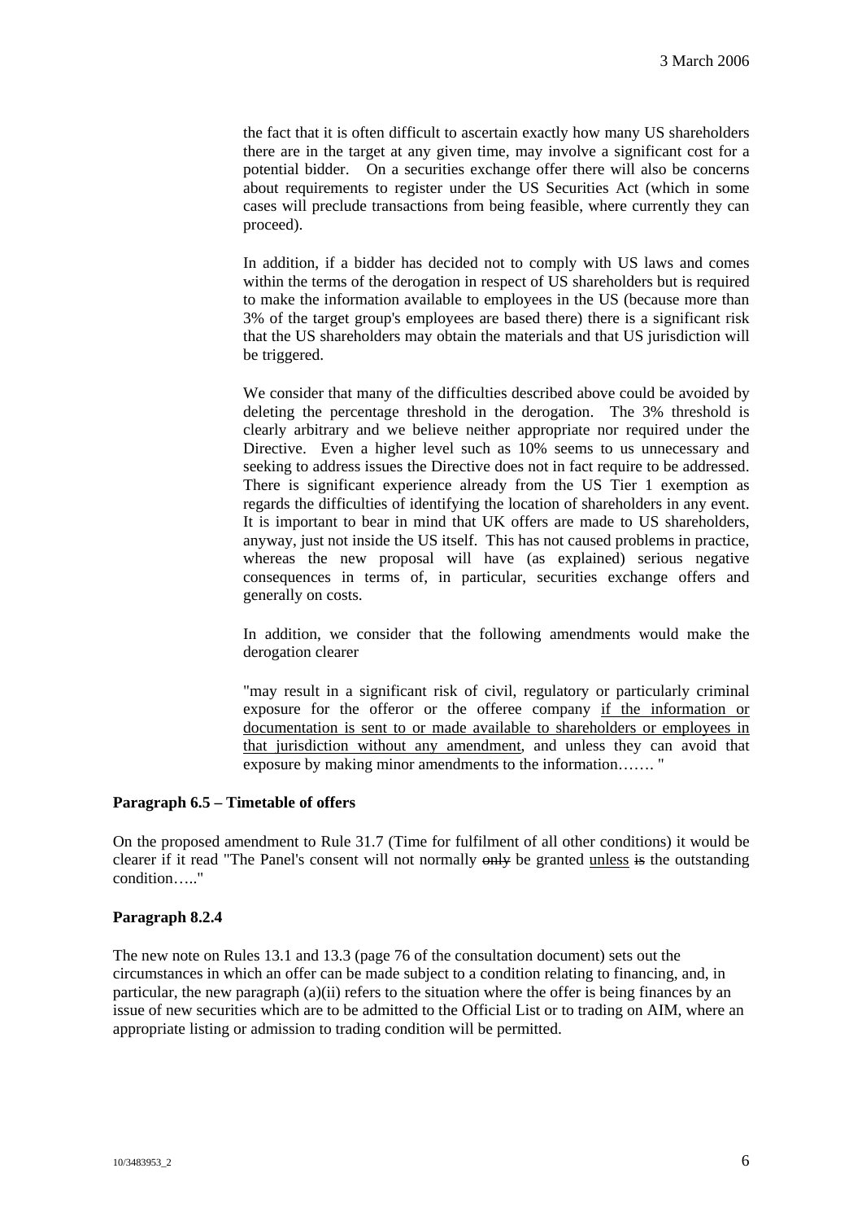the fact that it is often difficult to ascertain exactly how many US shareholders there are in the target at any given time, may involve a significant cost for a potential bidder. On a securities exchange offer there will also be concerns about requirements to register under the US Securities Act (which in some cases will preclude transactions from being feasible, where currently they can proceed).

In addition, if a bidder has decided not to comply with US laws and comes within the terms of the derogation in respect of US shareholders but is required to make the information available to employees in the US (because more than 3% of the target group's employees are based there) there is a significant risk that the US shareholders may obtain the materials and that US jurisdiction will be triggered.

We consider that many of the difficulties described above could be avoided by deleting the percentage threshold in the derogation. The 3% threshold is clearly arbitrary and we believe neither appropriate nor required under the Directive. Even a higher level such as 10% seems to us unnecessary and seeking to address issues the Directive does not in fact require to be addressed. There is significant experience already from the US Tier 1 exemption as regards the difficulties of identifying the location of shareholders in any event. It is important to bear in mind that UK offers are made to US shareholders, anyway, just not inside the US itself. This has not caused problems in practice, whereas the new proposal will have (as explained) serious negative consequences in terms of, in particular, securities exchange offers and generally on costs.

In addition, we consider that the following amendments would make the derogation clearer

"may result in a significant risk of civil, regulatory or particularly criminal exposure for the offeror or the offeree company <u>if the information or documentation is sent to or made available to shareholders or employees in that jurisdiction without any amendment</u>, and unless they can avoid that exposure by making minor amendments to the information……. "

**Paragraph 6.5 – Timetable of offers**

On the proposed amendment to Rule 31.7 (Time for fulfilment of all other conditions) it would be clearer if it read "The Panel's consent will not normally ~~only~~ be granted <u>unless</u> ~~is~~ the outstanding condition….."

**Paragraph 8.2.4**

The new note on Rules 13.1 and 13.3 (page 76 of the consultation document) sets out the circumstances in which an offer can be made subject to a condition relating to financing, and, in particular, the new paragraph (a)(ii) refers to the situation where the offer is being finances by an issue of new securities which are to be admitted to the Official List or to trading on AIM, where an appropriate listing or admission to trading condition will be permitted.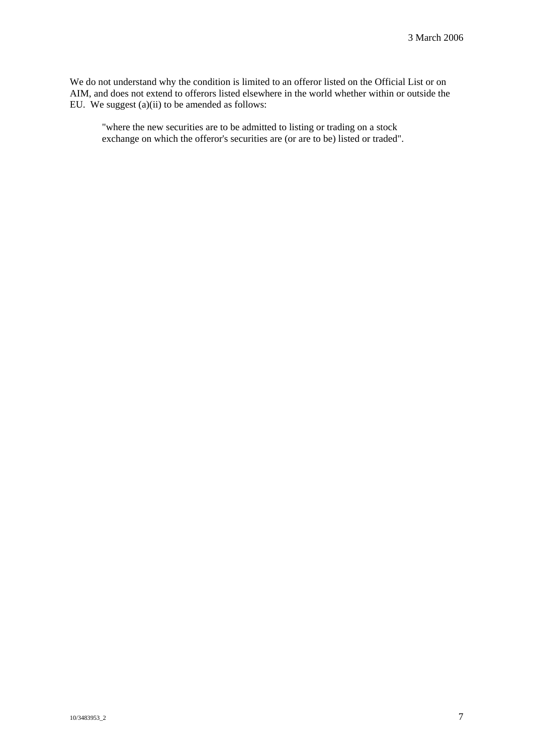We do not understand why the condition is limited to an offeror listed on the Official List or on AIM, and does not extend to offerors listed elsewhere in the world whether within or outside the EU. We suggest (a)(ii) to be amended as follows:

> "where the new securities are to be admitted to listing or trading on a stock exchange on which the offeror's securities are (or are to be) listed or traded".